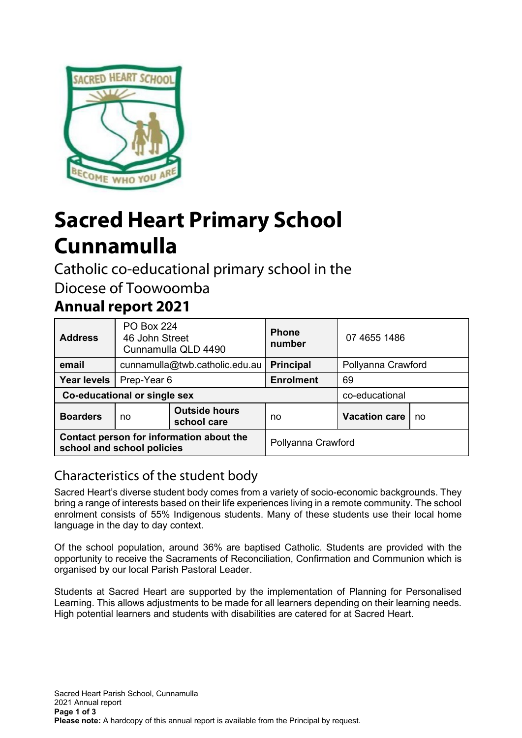# Sacred Heart Primary School Cunnamulla

Catholic co-educational primary school in the Diocese of Toowoomba

## Annual report 2021

| **Address** | PO Box 224<br>46 John Street<br>Cunnamulla QLD 4490 | | **Phone number** | 07 4655 1486 | |
|---|---|---|---|---|---|
| **email** | cunnamulla@twb.catholic.edu.au | | **Principal** | Pollyanna Crawford | |
| **Year levels** | Prep-Year 6 | | **Enrolment** | 69 | |
| **Co-educational or single sex** | | | | co-educational | |
| **Boarders** | no | **Outside hours school care** | no | **Vacation care** | no |
| **Contact person for information about the school and school policies** | | | Pollyanna Crawford | | |

## Characteristics of the student body

Sacred Heart's diverse student body comes from a variety of socio-economic backgrounds. They bring a range of interests based on their life experiences living in a remote community. The school enrolment consists of 55% Indigenous students. Many of these students use their local home language in the day to day context.

Of the school population, around 36% are baptised Catholic. Students are provided with the opportunity to receive the Sacraments of Reconciliation, Confirmation and Communion which is organised by our local Parish Pastoral Leader.

Students at Sacred Heart are supported by the implementation of Planning for Personalised Learning. This allows adjustments to be made for all learners depending on their learning needs. High potential learners and students with disabilities are catered for at Sacred Heart.

**Please note:** A hardcopy of this annual report is available from the Principal by request.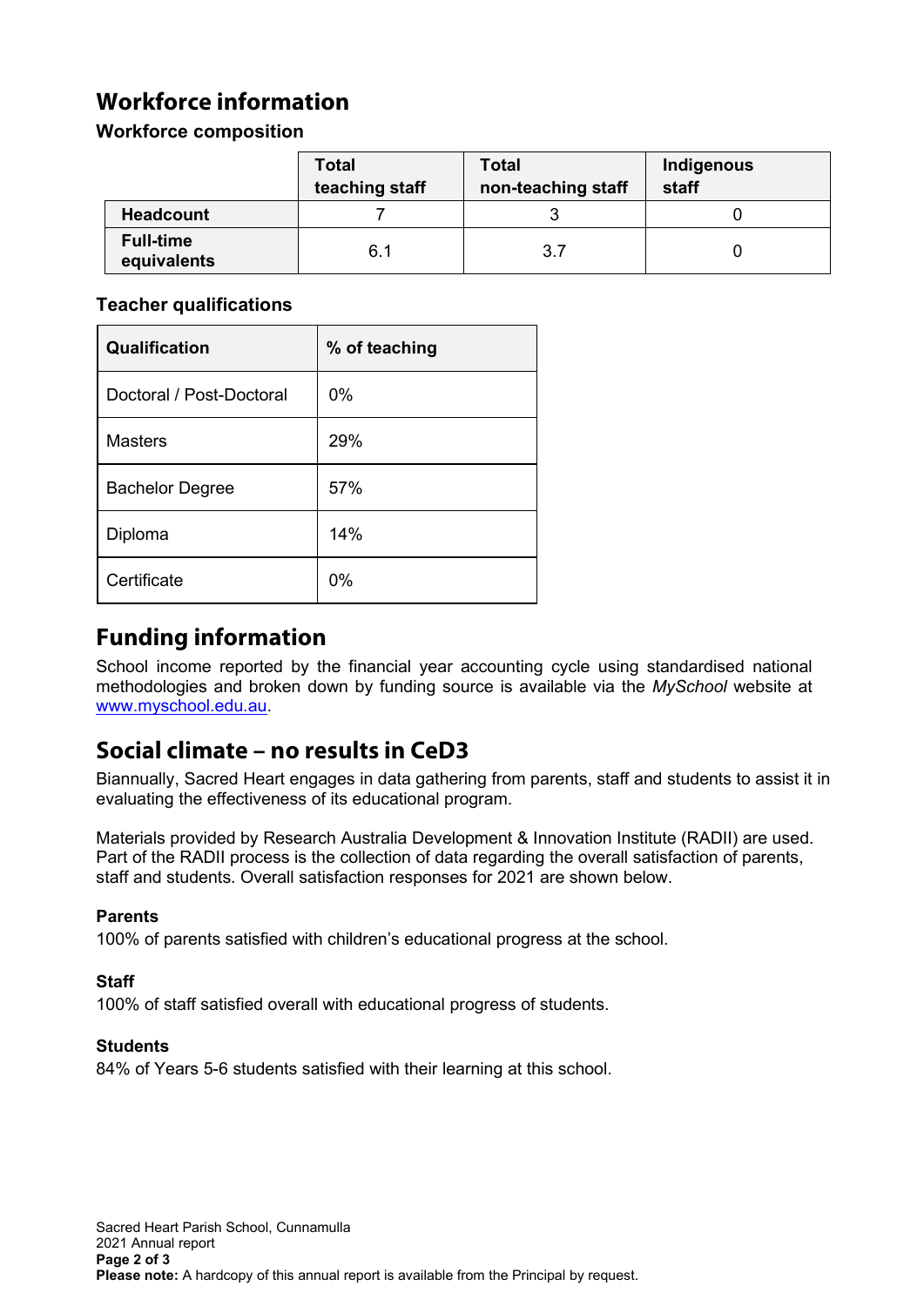# Workforce information

### Workforce composition

| | Total teaching staff | Total non-teaching staff | Indigenous staff |
|---|---|---|---|
| **Headcount** | 7 | 3 | 0 |
| **Full-time equivalents** | 6.1 | 3.7 | 0 |

### Teacher qualifications

| Qualification | % of teaching |
|---|---|
| Doctoral / Post-Doctoral | 0% |
| Masters | 29% |
| Bachelor Degree | 57% |
| Diploma | 14% |
| Certificate | 0% |

# Funding information

School income reported by the financial year accounting cycle using standardised national methodologies and broken down by funding source is available via the *MySchool* website at www.myschool.edu.au.

# Social climate – no results in CeD3

Biannually, Sacred Heart engages in data gathering from parents, staff and students to assist it in evaluating the effectiveness of its educational program.

Materials provided by Research Australia Development & Innovation Institute (RADII) are used. Part of the RADII process is the collection of data regarding the overall satisfaction of parents, staff and students. Overall satisfaction responses for 2021 are shown below.

**Parents**

100% of parents satisfied with children's educational progress at the school.

**Staff**

100% of staff satisfied overall with educational progress of students.

**Students**

84% of Years 5-6 students satisfied with their learning at this school.

Sacred Heart Parish School, Cunnamulla
2021 Annual report

**Please note:** A hardcopy of this annual report is available from the Principal by request.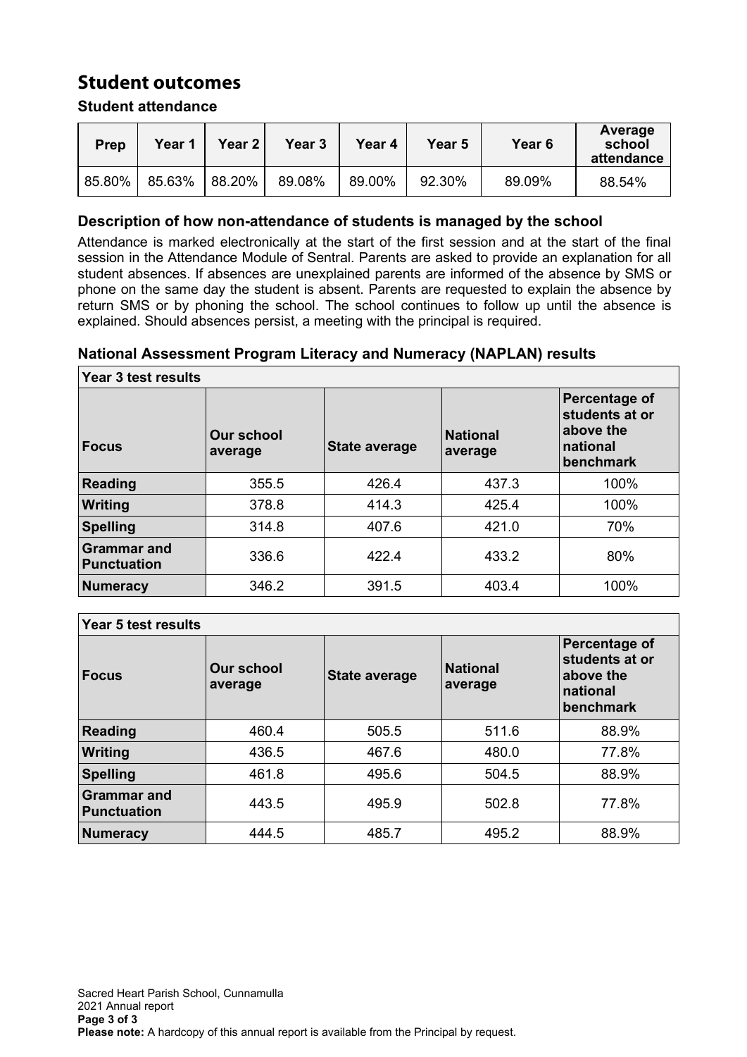# Student outcomes

### Student attendance

| Prep | Year 1 | Year 2 | Year 3 | Year 4 | Year 5 | Year 6 | Average school attendance |
|---|---|---|---|---|---|---|---|
| 85.80% | 85.63% | 88.20% | 89.08% | 89.00% | 92.30% | 89.09% | 88.54% |

### Description of how non-attendance of students is managed by the school

Attendance is marked electronically at the start of the first session and at the start of the final session in the Attendance Module of Sentral. Parents are asked to provide an explanation for all student absences. If absences are unexplained parents are informed of the absence by SMS or phone on the same day the student is absent. Parents are requested to explain the absence by return SMS or by phoning the school. The school continues to follow up until the absence is explained. Should absences persist, a meeting with the principal is required.

### National Assessment Program Literacy and Numeracy (NAPLAN) results

| Year 3 test results | | | | |
|---|---|---|---|---|
| **Focus** | **Our school average** | **State average** | **National average** | **Percentage of students at or above the national benchmark** |
| **Reading** | 355.5 | 426.4 | 437.3 | 100% |
| **Writing** | 378.8 | 414.3 | 425.4 | 100% |
| **Spelling** | 314.8 | 407.6 | 421.0 | 70% |
| **Grammar and Punctuation** | 336.6 | 422.4 | 433.2 | 80% |
| **Numeracy** | 346.2 | 391.5 | 403.4 | 100% |

| Year 5 test results | | | | |
|---|---|---|---|---|
| **Focus** | **Our school average** | **State average** | **National average** | **Percentage of students at or above the national benchmark** |
| **Reading** | 460.4 | 505.5 | 511.6 | 88.9% |
| **Writing** | 436.5 | 467.6 | 480.0 | 77.8% |
| **Spelling** | 461.8 | 495.6 | 504.5 | 88.9% |
| **Grammar and Punctuation** | 443.5 | 495.9 | 502.8 | 77.8% |
| **Numeracy** | 444.5 | 485.7 | 495.2 | 88.9% |

Sacred Heart Parish School, Cunnamulla
2021 Annual report

**Please note:** A hardcopy of this annual report is available from the Principal by request.